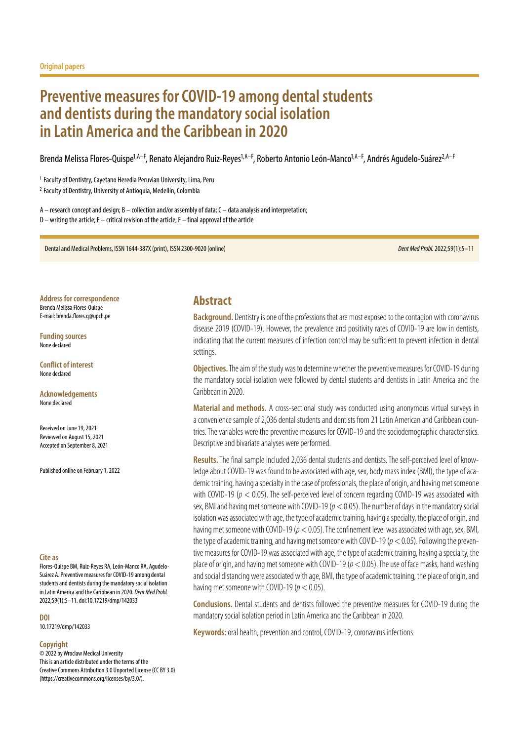Original papers

# Preventive measures for COVID-19 among dental students and dentists during the mandatory social isolation in Latin America and the Caribbean in 2020

Brenda Melissa Flores-Quispe[1,A–F], Renato Alejandro Ruiz-Reyes[1,A–F], Roberto Antonio León-Manco[1,A–F], Andrés Agudelo-Suárez[2,A–F]

[1] Faculty of Dentistry, Cayetano Heredia Peruvian University, Lima, Peru

[2] Faculty of Dentistry, University of Antioquia, Medellín, Colombia

A – research concept and design; B – collection and/or assembly of data; C – data analysis and interpretation;
D – writing the article; E – critical revision of the article; F – final approval of the article

Dental and Medical Problems, ISSN 1644-387X (print), ISSN 2300-9020 (online)

**Address for correspondence**
Brenda Melissa Flores-Quispe
E-mail: brenda.flores.q@upch.pe

**Funding sources**
None declared

**Conflict of interest**
None declared

**Acknowledgements**
None declared

Received on June 19, 2021
Reviewed on August 15, 2021
Accepted on September 8, 2021

Published online on February 1, 2022

**Cite as**
Flores-Quispe BM, Ruiz-Reyes RA, León-Manco RA, Agudelo-Suárez A. Preventive measures for COVID-19 among dental students and dentists during the mandatory social isolation in Latin America and the Caribbean in 2020. *Dent Med Probl.* 2022;59(1):5–11. doi:10.17219/dmp/142033

**DOI**
10.17219/dmp/142033

**Copyright**
© 2022 by Wroclaw Medical University
This is an article distributed under the terms of the Creative Commons Attribution 3.0 Unported License (CC BY 3.0) (https://creativecommons.org/licenses/by/3.0/).

## Abstract

**Background.** Dentistry is one of the professions that are most exposed to the contagion with coronavirus disease 2019 (COVID-19). However, the prevalence and positivity rates of COVID-19 are low in dentists, indicating that the current measures of infection control may be sufficient to prevent infection in dental settings.

**Objectives.** The aim of the study was to determine whether the preventive measures for COVID-19 during the mandatory social isolation were followed by dental students and dentists in Latin America and the Caribbean in 2020.

**Material and methods.** A cross-sectional study was conducted using anonymous virtual surveys in a convenience sample of 2,036 dental students and dentists from 21 Latin American and Caribbean countries. The variables were the preventive measures for COVID-19 and the sociodemographic characteristics. Descriptive and bivariate analyses were performed.

**Results.** The final sample included 2,036 dental students and dentists. The self-perceived level of knowledge about COVID-19 was found to be associated with age, sex, body mass index (BMI), the type of academic training, having a specialty in the case of professionals, the place of origin, and having met someone with COVID-19 ($p < 0.05$). The self-perceived level of concern regarding COVID-19 was associated with sex, BMI and having met someone with COVID-19 ($p < 0.05$). The number of days in the mandatory social isolation was associated with age, the type of academic training, having a specialty, the place of origin, and having met someone with COVID-19 ($p < 0.05$). The confinement level was associated with age, sex, BMI, the type of academic training, and having met someone with COVID-19 ($p < 0.05$). Following the preventive measures for COVID-19 was associated with age, the type of academic training, having a specialty, the place of origin, and having met someone with COVID-19 ($p < 0.05$). The use of face masks, hand washing and social distancing were associated with age, BMI, the type of academic training, the place of origin, and having met someone with COVID-19 ($p < 0.05$).

**Conclusions.** Dental students and dentists followed the preventive measures for COVID-19 during the mandatory social isolation period in Latin America and the Caribbean in 2020.

**Keywords:** oral health, prevention and control, COVID-19, coronavirus infections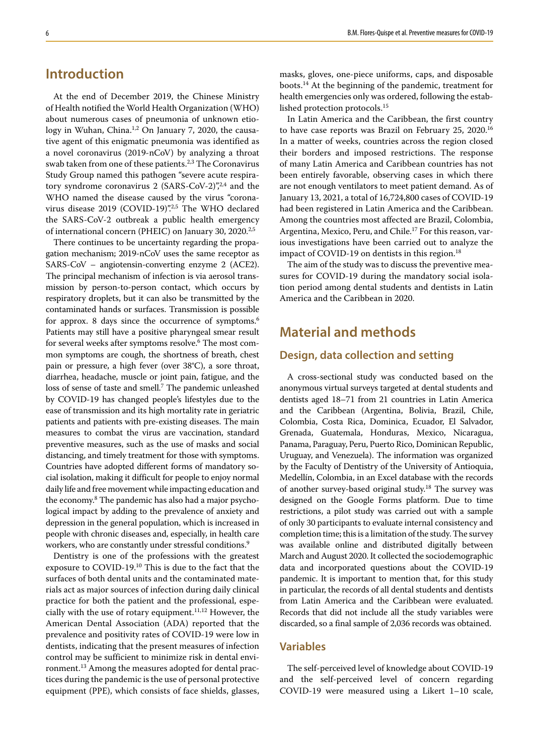## Introduction

At the end of December 2019, the Chinese Ministry of Health notified the World Health Organization (WHO) about numerous cases of pneumonia of unknown etiology in Wuhan, China.[1,2] On January 7, 2020, the causative agent of this enigmatic pneumonia was identified as a novel coronavirus (2019-nCoV) by analyzing a throat swab taken from one of these patients.[2,3] The Coronavirus Study Group named this pathogen "severe acute respiratory syndrome coronavirus 2 (SARS-CoV-2)",[2,4] and the WHO named the disease caused by the virus "coronavirus disease 2019 (COVID-19)".[2,5] The WHO declared the SARS-CoV-2 outbreak a public health emergency of international concern (PHEIC) on January 30, 2020.[2,5]

There continues to be uncertainty regarding the propagation mechanism; 2019-nCoV uses the same receptor as SARS-CoV – angiotensin-converting enzyme 2 (ACE2). The principal mechanism of infection is via aerosol transmission by person-to-person contact, which occurs by respiratory droplets, but it can also be transmitted by the contaminated hands or surfaces. Transmission is possible for approx. 8 days since the occurrence of symptoms.[6] Patients may still have a positive pharyngeal smear result for several weeks after symptoms resolve.[6] The most common symptoms are cough, the shortness of breath, chest pain or pressure, a high fever (over 38°C), a sore throat, diarrhea, headache, muscle or joint pain, fatigue, and the loss of sense of taste and smell.[7] The pandemic unleashed by COVID-19 has changed people's lifestyles due to the ease of transmission and its high mortality rate in geriatric patients and patients with pre-existing diseases. The main measures to combat the virus are vaccination, standard preventive measures, such as the use of masks and social distancing, and timely treatment for those with symptoms. Countries have adopted different forms of mandatory social isolation, making it difficult for people to enjoy normal daily life and free movement while impacting education and the economy.[8] The pandemic has also had a major psychological impact by adding to the prevalence of anxiety and depression in the general population, which is increased in people with chronic diseases and, especially, in health care workers, who are constantly under stressful conditions.[9]

Dentistry is one of the professions with the greatest exposure to COVID-19.[10] This is due to the fact that the surfaces of both dental units and the contaminated materials act as major sources of infection during daily clinical practice for both the patient and the professional, especially with the use of rotary equipment.[11,12] However, the American Dental Association (ADA) reported that the prevalence and positivity rates of COVID-19 were low in dentists, indicating that the present measures of infection control may be sufficient to minimize risk in dental environment.[13] Among the measures adopted for dental practices during the pandemic is the use of personal protective equipment (PPE), which consists of face shields, glasses, masks, gloves, one-piece uniforms, caps, and disposable boots.[14] At the beginning of the pandemic, treatment for health emergencies only was ordered, following the established protection protocols.[15]

In Latin America and the Caribbean, the first country to have case reports was Brazil on February 25, 2020.[16] In a matter of weeks, countries across the region closed their borders and imposed restrictions. The response of many Latin America and Caribbean countries has not been entirely favorable, observing cases in which there are not enough ventilators to meet patient demand. As of January 13, 2021, a total of 16,724,800 cases of COVID-19 had been registered in Latin America and the Caribbean. Among the countries most affected are Brazil, Colombia, Argentina, Mexico, Peru, and Chile.[17] For this reason, various investigations have been carried out to analyze the impact of COVID-19 on dentists in this region.[18]

The aim of the study was to discuss the preventive measures for COVID-19 during the mandatory social isolation period among dental students and dentists in Latin America and the Caribbean in 2020.

## Material and methods

### Design, data collection and setting

A cross-sectional study was conducted based on the anonymous virtual surveys targeted at dental students and dentists aged 18–71 from 21 countries in Latin America and the Caribbean (Argentina, Bolivia, Brazil, Chile, Colombia, Costa Rica, Dominica, Ecuador, El Salvador, Grenada, Guatemala, Honduras, Mexico, Nicaragua, Panama, Paraguay, Peru, Puerto Rico, Dominican Republic, Uruguay, and Venezuela). The information was organized by the Faculty of Dentistry of the University of Antioquia, Medellín, Colombia, in an Excel database with the records of another survey-based original study.[18] The survey was designed on the Google Forms platform. Due to time restrictions, a pilot study was carried out with a sample of only 30 participants to evaluate internal consistency and completion time; this is a limitation of the study. The survey was available online and distributed digitally between March and August 2020. It collected the sociodemographic data and incorporated questions about the COVID-19 pandemic. It is important to mention that, for this study in particular, the records of all dental students and dentists from Latin America and the Caribbean were evaluated. Records that did not include all the study variables were discarded, so a final sample of 2,036 records was obtained.

### Variables

The self-perceived level of knowledge about COVID-19 and the self-perceived level of concern regarding COVID-19 were measured using a Likert 1–10 scale,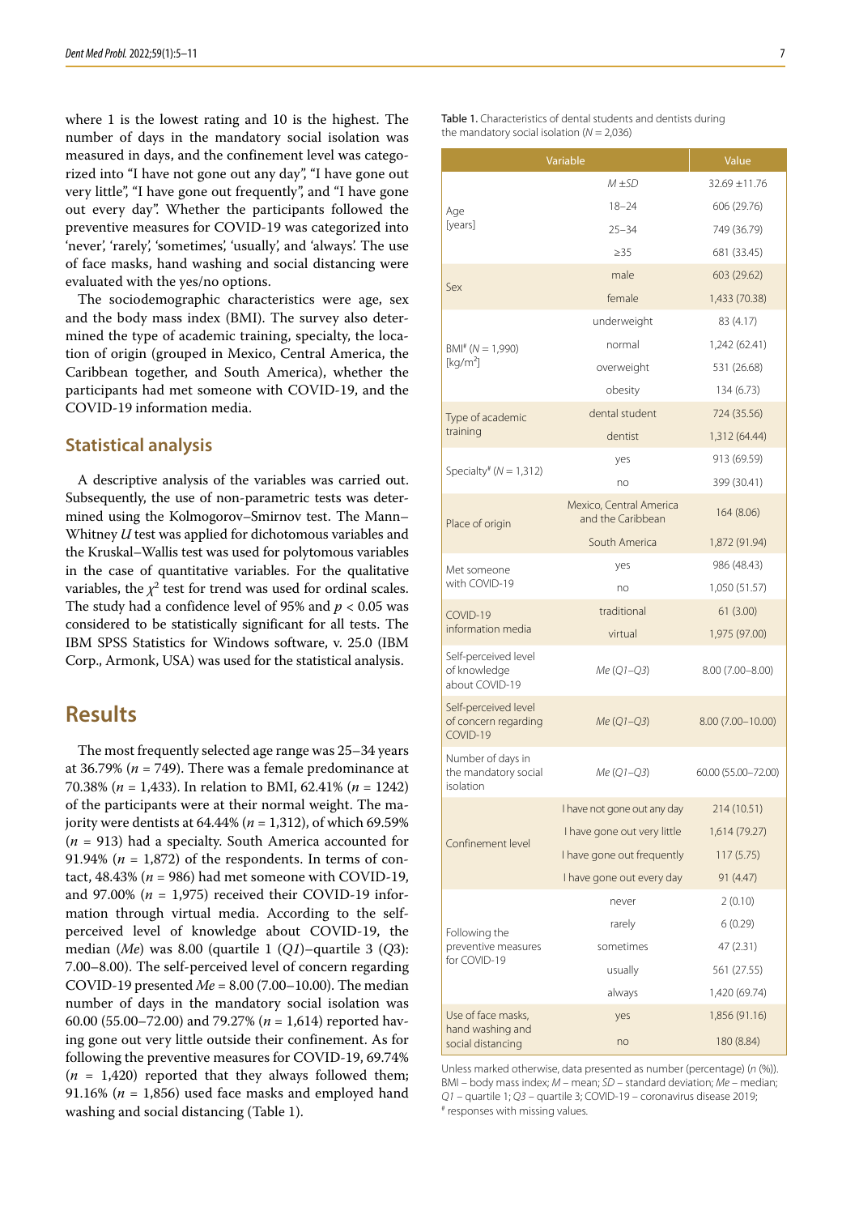where 1 is the lowest rating and 10 is the highest. The number of days in the mandatory social isolation was measured in days, and the confinement level was categorized into "I have not gone out any day", "I have gone out very little", "I have gone out frequently", and "I have gone out every day". Whether the participants followed the preventive measures for COVID-19 was categorized into 'never', 'rarely', 'sometimes', 'usually', and 'always'. The use of face masks, hand washing and social distancing were evaluated with the yes/no options.

The sociodemographic characteristics were age, sex and the body mass index (BMI). The survey also determined the type of academic training, specialty, the location of origin (grouped in Mexico, Central America, the Caribbean together, and South America), whether the participants had met someone with COVID-19, and the COVID-19 information media.

## Statistical analysis

A descriptive analysis of the variables was carried out. Subsequently, the use of non-parametric tests was determined using the Kolmogorov–Smirnov test. The Mann–Whitney *U* test was applied for dichotomous variables and the Kruskal–Wallis test was used for polytomous variables in the case of quantitative variables. For the qualitative variables, the $\chi^2$ test for trend was used for ordinal scales. The study had a confidence level of 95% and $p < 0.05$ was considered to be statistically significant for all tests. The IBM SPSS Statistics for Windows software, v. 25.0 (IBM Corp., Armonk, USA) was used for the statistical analysis.

# Results

The most frequently selected age range was 25–34 years at 36.79% (*n* = 749). There was a female predominance at 70.38% (*n* = 1,433). In relation to BMI, 62.41% (*n* = 1242) of the participants were at their normal weight. The majority were dentists at 64.44% (*n* = 1,312), of which 69.59% (*n* = 913) had a specialty. South America accounted for 91.94% (*n* = 1,872) of the respondents. In terms of contact, 48.43% (*n* = 986) had met someone with COVID-19, and 97.00% (*n* = 1,975) received their COVID-19 information through virtual media. According to the self-perceived level of knowledge about COVID-19, the median (*Me*) was 8.00 (quartile 1 (*Q1*)–quartile 3 (*Q3*): 7.00–8.00). The self-perceived level of concern regarding COVID-19 presented *Me* = 8.00 (7.00–10.00). The median number of days in the mandatory social isolation was 60.00 (55.00–72.00) and 79.27% (*n* = 1,614) reported having gone out very little outside their confinement. As for following the preventive measures for COVID-19, 69.74% (*n* = 1,420) reported that they always followed them; 91.16% (*n* = 1,856) used face masks and employed hand washing and social distancing (Table 1).

Table 1. Characteristics of dental students and dentists during the mandatory social isolation (*N* = 2,036)

| Variable | | Value |
|---|---|---|
| Age [years] | *M* ±*SD* | 32.69 ±11.76 |
| | 18–24 | 606 (29.76) |
| | 25–34 | 749 (36.79) |
| | ≥35 | 681 (33.45) |
| Sex | male | 603 (29.62) |
| | female | 1,433 (70.38) |
| BMI[#] (*N* = 1,990) [kg/m$^2$] | underweight | 83 (4.17) |
| | normal | 1,242 (62.41) |
| | overweight | 531 (26.68) |
| | obesity | 134 (6.73) |
| Type of academic training | dental student | 724 (35.56) |
| | dentist | 1,312 (64.44) |
| Specialty[#] (*N* = 1,312) | yes | 913 (69.59) |
| | no | 399 (30.41) |
| Place of origin | Mexico, Central America and the Caribbean | 164 (8.06) |
| | South America | 1,872 (91.94) |
| Met someone with COVID-19 | yes | 986 (48.43) |
| | no | 1,050 (51.57) |
| COVID-19 information media | traditional | 61 (3.00) |
| | virtual | 1,975 (97.00) |
| Self-perceived level of knowledge about COVID-19 | *Me* (*Q1*–*Q3*) | 8.00 (7.00–8.00) |
| Self-perceived level of concern regarding COVID-19 | *Me* (*Q1*–*Q3*) | 8.00 (7.00–10.00) |
| Number of days in the mandatory social isolation | *Me* (*Q1*–*Q3*) | 60.00 (55.00–72.00) |
| Confinement level | I have not gone out any day | 214 (10.51) |
| | I have gone out very little | 1,614 (79.27) |
| | I have gone out frequently | 117 (5.75) |
| | I have gone out every day | 91 (4.47) |
| Following the preventive measures for COVID-19 | never | 2 (0.10) |
| | rarely | 6 (0.29) |
| | sometimes | 47 (2.31) |
| | usually | 561 (27.55) |
| | always | 1,420 (69.74) |
| Use of face masks, hand washing and social distancing | yes | 1,856 (91.16) |
| | no | 180 (8.84) |

Unless marked otherwise, data presented as number (percentage) (*n* (%)). BMI – body mass index; *M* – mean; *SD* – standard deviation; *Me* – median; *Q1* – quartile 1; *Q3* – quartile 3; COVID-19 – coronavirus disease 2019; [#] responses with missing values.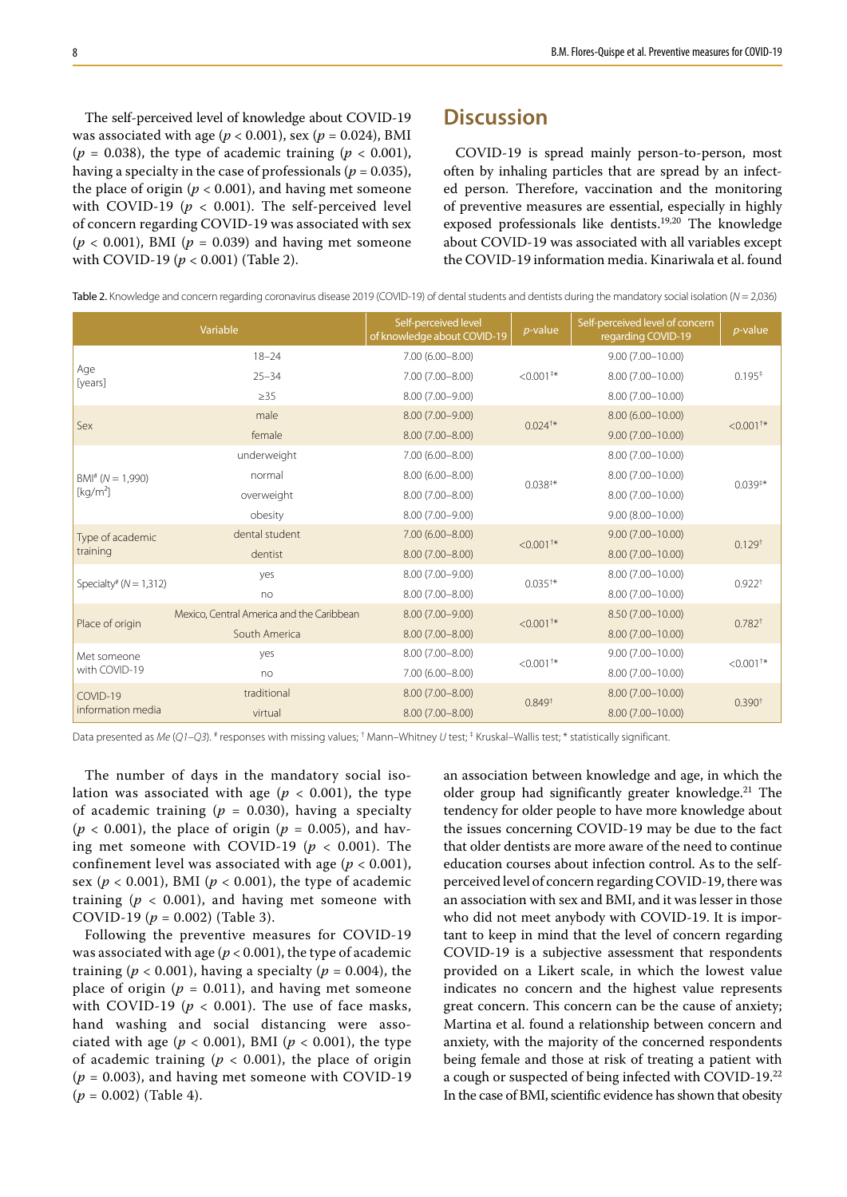The self-perceived level of knowledge about COVID-19 was associated with age ($p < 0.001$), sex ($p = 0.024$), BMI ($p = 0.038$), the type of academic training ($p < 0.001$), having a specialty in the case of professionals ($p = 0.035$), the place of origin ($p < 0.001$), and having met someone with COVID-19 ($p < 0.001$). The self-perceived level of concern regarding COVID-19 was associated with sex ($p < 0.001$), BMI ($p = 0.039$) and having met someone with COVID-19 ($p < 0.001$) (Table 2).

Table 2. Knowledge and concern regarding coronavirus disease 2019 (COVID-19) of dental students and dentists during the mandatory social isolation ($N = 2{,}036$)

| Variable | | Self-perceived level of knowledge about COVID-19 | *p*-value | Self-perceived level of concern regarding COVID-19 | *p*-value |
|---|---|---|---|---|---|
| Age [years] | 18–24 | 7.00 (6.00–8.00) | <0.001‡* | 9.00 (7.00–10.00) | 0.195‡ |
| | 25–34 | 7.00 (7.00–8.00) | | 8.00 (7.00–10.00) | |
| | ≥35 | 8.00 (7.00–9.00) | | 8.00 (7.00–10.00) | |
| Sex | male | 8.00 (7.00–9.00) | 0.024†* | 8.00 (6.00–10.00) | <0.001†* |
| | female | 8.00 (7.00–8.00) | | 9.00 (7.00–10.00) | |
| BMI# ($N = 1{,}990$) [kg/m$^2$] | underweight | 7.00 (6.00–8.00) | 0.038‡* | 8.00 (7.00–10.00) | 0.039‡* |
| | normal | 8.00 (6.00–8.00) | | 8.00 (7.00–10.00) | |
| | overweight | 8.00 (7.00–8.00) | | 8.00 (7.00–10.00) | |
| | obesity | 8.00 (7.00–9.00) | | 9.00 (8.00–10.00) | |
| Type of academic training | dental student | 7.00 (6.00–8.00) | <0.001†* | 9.00 (7.00–10.00) | 0.129† |
| | dentist | 8.00 (7.00–8.00) | | 8.00 (7.00–10.00) | |
| Specialty# ($N = 1{,}312$) | yes | 8.00 (7.00–9.00) | 0.035†* | 8.00 (7.00–10.00) | 0.922† |
| | no | 8.00 (7.00–8.00) | | 8.00 (7.00–10.00) | |
| Place of origin | Mexico, Central America and the Caribbean | 8.00 (7.00–9.00) | <0.001†* | 8.50 (7.00–10.00) | 0.782† |
| | South America | 8.00 (7.00–8.00) | | 8.00 (7.00–10.00) | |
| Met someone with COVID-19 | yes | 8.00 (7.00–8.00) | <0.001†* | 9.00 (7.00–10.00) | <0.001†* |
| | no | 7.00 (6.00–8.00) | | 8.00 (7.00–10.00) | |
| COVID-19 information media | traditional | 8.00 (7.00–8.00) | 0.849† | 8.00 (7.00–10.00) | 0.390† |
| | virtual | 8.00 (7.00–8.00) | | 8.00 (7.00–10.00) | |

Data presented as *Me* (*Q1–Q3*). # responses with missing values; † Mann–Whitney *U* test; ‡ Kruskal–Wallis test; * statistically significant.

The number of days in the mandatory social isolation was associated with age ($p < 0.001$), the type of academic training ($p = 0.030$), having a specialty ($p < 0.001$), the place of origin ($p = 0.005$), and having met someone with COVID-19 ($p < 0.001$). The confinement level was associated with age ($p < 0.001$), sex ($p < 0.001$), BMI ($p < 0.001$), the type of academic training ($p < 0.001$), and having met someone with COVID-19 ($p = 0.002$) (Table 3).

Following the preventive measures for COVID-19 was associated with age ($p < 0.001$), the type of academic training ($p < 0.001$), having a specialty ($p = 0.004$), the place of origin ($p = 0.011$), and having met someone with COVID-19 ($p < 0.001$). The use of face masks, hand washing and social distancing were associated with age ($p < 0.001$), BMI ($p < 0.001$), the type of academic training ($p < 0.001$), the place of origin ($p = 0.003$), and having met someone with COVID-19 ($p = 0.002$) (Table 4).

# Discussion

COVID-19 is spread mainly person-to-person, most often by inhaling particles that are spread by an infected person. Therefore, vaccination and the monitoring of preventive measures are essential, especially in highly exposed professionals like dentists.[19,20] The knowledge about COVID-19 was associated with all variables except the COVID-19 information media. Kinariwala et al. found an association between knowledge and age, in which the older group had significantly greater knowledge.[21] The tendency for older people to have more knowledge about the issues concerning COVID-19 may be due to the fact that older dentists are more aware of the need to continue education courses about infection control. As to the self-perceived level of concern regarding COVID-19, there was an association with sex and BMI, and it was lesser in those who did not meet anybody with COVID-19. It is important to keep in mind that the level of concern regarding COVID-19 is a subjective assessment that respondents provided on a Likert scale, in which the lowest value indicates no concern and the highest value represents great concern. This concern can be the cause of anxiety; Martina et al. found a relationship between concern and anxiety, with the majority of the concerned respondents being female and those at risk of treating a patient with a cough or suspected of being infected with COVID-19.[22] In the case of BMI, scientific evidence has shown that obesity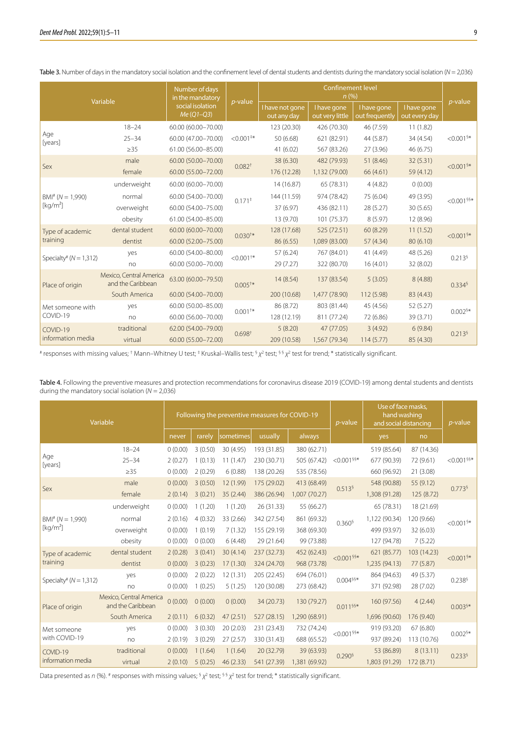**Table 3.** Number of days in the mandatory social isolation and the confinement level of dental students and dentists during the mandatory social isolation (*N* = 2,036)

| Variable | | Number of days in the mandatory social isolation *Me* (*Q1–Q3*) | *p*-value | Confinement level *n* (%) | | | | *p*-value |
|---|---|---|---|---|---|---|---|---|
| | | | | I have not gone out any day | I have gone out very little | I have gone out frequently | I have gone out every day | |
| Age [years] | 18–24 | 60.00 (60.00–70.00) | <0.001‡* | 123 (20.30) | 426 (70.30) | 46 (7.59) | 11 (1.82) | <0.001§* |
| | 25–34 | 60.00 (47.00–70.00) | | 50 (6.68) | 621 (82.91) | 44 (5.87) | 34 (4.54) | |
| | ≥35 | 61.00 (56.00–85.00) | | 41 (6.02) | 567 (83.26) | 27 (3.96) | 46 (6.75) | |
| Sex | male | 60.00 (50.00–70.00) | 0.082† | 38 (6.30) | 482 (79.93) | 51 (8.46) | 32 (5.31) | <0.001§* |
| | female | 60.00 (55.00–72.00) | | 176 (12.28) | 1,132 (79.00) | 66 (4.61) | 59 (4.12) | |
| BMI# (*N* = 1,990) [kg/m²] | underweight | 60.00 (60.00–70.00) | 0.171‡ | 14 (16.87) | 65 (78.31) | 4 (4.82) | 0 (0.00) | <0.001§§* |
| | normal | 60.00 (54.00–70.00) | | 144 (11.59) | 974 (78.42) | 75 (6.04) | 49 (3.95) | |
| | overweight | 60.00 (54.00–75.00) | | 37 (6.97) | 436 (82.11) | 28 (5.27) | 30 (5.65) | |
| | obesity | 61.00 (54.00–85.00) | | 13 (9.70) | 101 (75.37) | 8 (5.97) | 12 (8.96) | |
| Type of academic training | dental student | 60.00 (60.00–70.00) | 0.030†* | 128 (17.68) | 525 (72.51) | 60 (8.29) | 11 (1.52) | <0.001§* |
| | dentist | 60.00 (52.00–75.00) | | 86 (6.55) | 1,089 (83.00) | 57 (4.34) | 80 (6.10) | |
| Specialty# (*N* = 1,312) | yes | 60.00 (54.00–80.00) | <0.001†* | 57 (6.24) | 767 (84.01) | 41 (4.49) | 48 (5.26) | 0.213§ |
| | no | 60.00 (50.00–70.00) | | 29 (7.27) | 322 (80.70) | 16 (4.01) | 32 (8.02) | |
| Place of origin | Mexico, Central America and the Caribbean | 63.00 (60.00–79.50) | 0.005†* | 14 (8.54) | 137 (83.54) | 5 (3.05) | 8 (4.88) | 0.334§ |
| | South America | 60.00 (54.00–70.00) | | 200 (10.68) | 1,477 (78.90) | 112 (5.98) | 83 (4.43) | |
| Met someone with COVID-19 | yes | 60.00 (50.00–85.00) | 0.001†* | 86 (8.72) | 803 (81.44) | 45 (4.56) | 52 (5.27) | 0.002§* |
| | no | 60.00 (56.00–70.00) | | 128 (12.19) | 811 (77.24) | 72 (6.86) | 39 (3.71) | |
| COVID-19 information media | traditional | 62.00 (54.00–79.00) | 0.698† | 5 (8.20) | 47 (77.05) | 3 (4.92) | 6 (9.84) | 0.213§ |
| | virtual | 60.00 (55.00–72.00) | | 209 (10.58) | 1,567 (79.34) | 114 (5.77) | 85 (4.30) | |

# responses with missing values; † Mann–Whitney U test; ‡ Kruskal–Wallis test; § $\chi^2$ test; §§ $\chi^2$ test for trend; * statistically significant.

**Table 4.** Following the preventive measures and protection recommendations for coronavirus disease 2019 (COVID-19) among dental students and dentists during the mandatory social isolation (*N* = 2,036)

| Variable | | Following the preventive measures for COVID-19 | | | | | *p*-value | Use of face masks, hand washing and social distancing | | *p*-value |
|---|---|---|---|---|---|---|---|---|---|---|
| | | never | rarely | sometimes | usually | always | | yes | no | |
| Age [years] | 18–24 | 0 (0.00) | 3 (0.50) | 30 (4.95) | 193 (31.85) | 380 (62.71) | <0.001§§* | 519 (85.64) | 87 (14.36) | <0.001§§* |
| | 25–34 | 2 (0.27) | 1 (0.13) | 11 (1.47) | 230 (30.71) | 505 (67.42) | | 677 (90.39) | 72 (9.61) | |
| | ≥35 | 0 (0.00) | 2 (0.29) | 6 (0.88) | 138 (20.26) | 535 (78.56) | | 660 (96.92) | 21 (3.08) | |
| Sex | male | 0 (0.00) | 3 (0.50) | 12 (1.99) | 175 (29.02) | 413 (68.49) | 0.513§ | 548 (90.88) | 55 (9.12) | 0.773§ |
| | female | 2 (0.14) | 3 (0.21) | 35 (2.44) | 386 (26.94) | 1,007 (70.27) | | 1,308 (91.28) | 125 (8.72) | |
| BMI# (*N* = 1,990) [kg/m²] | underweight | 0 (0.00) | 1 (1.20) | 1 (1.20) | 26 (31.33) | 55 (66.27) | 0.360§ | 65 (78.31) | 18 (21.69) | <0.001§* |
| | normal | 2 (0.16) | 4 (0.32) | 33 (2.66) | 342 (27.54) | 861 (69.32) | | 1,122 (90.34) | 120 (9.66) | |
| | overweight | 0 (0.00) | 1 (0.19) | 7 (1.32) | 155 (29.19) | 368 (69.30) | | 499 (93.97) | 32 (6.03) | |
| | obesity | 0 (0.00) | 0 (0.00) | 6 (4.48) | 29 (21.64) | 99 (73.88) | | 127 (94.78) | 7 (5.22) | |
| Type of academic training | dental student | 2 (0.28) | 3 (0.41) | 30 (4.14) | 237 (32.73) | 452 (62.43) | <0.001§§* | 621 (85.77) | 103 (14.23) | <0.001§* |
| | dentist | 0 (0.00) | 3 (0.23) | 17 (1.30) | 324 (24.70) | 968 (73.78) | | 1,235 (94.13) | 77 (5.87) | |
| Specialty# (*N* = 1,312) | yes | 0 (0.00) | 2 (0.22) | 12 (1.31) | 205 (22.45) | 694 (76.01) | 0.004§§* | 864 (94.63) | 49 (5.37) | 0.238§ |
| | no | 0 (0.00) | 1 (0.25) | 5 (1.25) | 120 (30.08) | 273 (68.42) | | 371 (92.98) | 28 (7.02) | |
| Place of origin | Mexico, Central America and the Caribbean | 0 (0.00) | 0 (0.00) | 0 (0.00) | 34 (20.73) | 130 (79.27) | 0.011§§* | 160 (97.56) | 4 (2.44) | 0.003§* |
| | South America | 2 (0.11) | 6 (0.32) | 47 (2.51) | 527 (28.15) | 1,290 (68.91) | | 1,696 (90.60) | 176 (9.40) | |
| Met someone with COVID-19 | yes | 0 (0.00) | 3 (0.30) | 20 (2.03) | 231 (23.43) | 732 (74.24) | <0.001§§* | 919 (93.20) | 67 (6.80) | 0.002§* |
| | no | 2 (0.19) | 3 (0.29) | 27 (2.57) | 330 (31.43) | 688 (65.52) | | 937 (89.24) | 113 (10.76) | |
| COVID-19 information media | traditional | 0 (0.00) | 1 (1.64) | 1 (1.64) | 20 (32.79) | 39 (63.93) | 0.290§ | 53 (86.89) | 8 (13.11) | 0.233§ |
| | virtual | 2 (0.10) | 5 (0.25) | 46 (2.33) | 541 (27.39) | 1,381 (69.92) | | 1,803 (91.29) | 172 (8.71) | |

Data presented as *n* (%). # responses with missing values; § $\chi^2$ test; §§ $\chi^2$ test for trend; * statistically significant.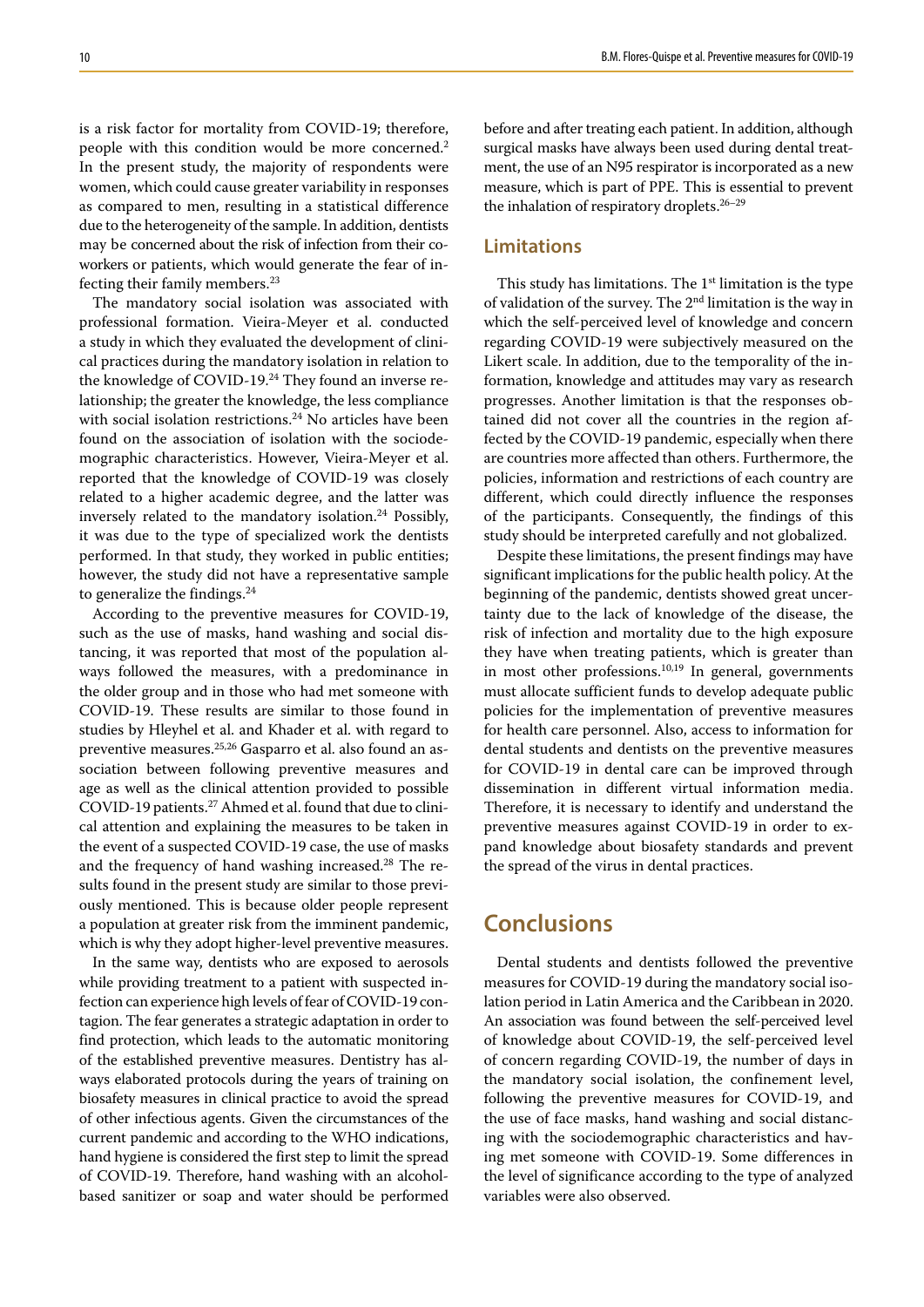is a risk factor for mortality from COVID-19; therefore, people with this condition would be more concerned.[2] In the present study, the majority of respondents were women, which could cause greater variability in responses as compared to men, resulting in a statistical difference due to the heterogeneity of the sample. In addition, dentists may be concerned about the risk of infection from their coworkers or patients, which would generate the fear of infecting their family members.[23]

The mandatory social isolation was associated with professional formation. Vieira-Meyer et al. conducted a study in which they evaluated the development of clinical practices during the mandatory isolation in relation to the knowledge of COVID-19.[24] They found an inverse relationship; the greater the knowledge, the less compliance with social isolation restrictions.[24] No articles have been found on the association of isolation with the sociodemographic characteristics. However, Vieira-Meyer et al. reported that the knowledge of COVID-19 was closely related to a higher academic degree, and the latter was inversely related to the mandatory isolation.[24] Possibly, it was due to the type of specialized work the dentists performed. In that study, they worked in public entities; however, the study did not have a representative sample to generalize the findings.[24]

According to the preventive measures for COVID-19, such as the use of masks, hand washing and social distancing, it was reported that most of the population always followed the measures, with a predominance in the older group and in those who had met someone with COVID-19. These results are similar to those found in studies by Hleyhel et al. and Khader et al. with regard to preventive measures.[25,26] Gasparro et al. also found an association between following preventive measures and age as well as the clinical attention provided to possible COVID-19 patients.[27] Ahmed et al. found that due to clinical attention and explaining the measures to be taken in the event of a suspected COVID-19 case, the use of masks and the frequency of hand washing increased.[28] The results found in the present study are similar to those previously mentioned. This is because older people represent a population at greater risk from the imminent pandemic, which is why they adopt higher-level preventive measures.

In the same way, dentists who are exposed to aerosols while providing treatment to a patient with suspected infection can experience high levels of fear of COVID-19 contagion. The fear generates a strategic adaptation in order to find protection, which leads to the automatic monitoring of the established preventive measures. Dentistry has always elaborated protocols during the years of training on biosafety measures in clinical practice to avoid the spread of other infectious agents. Given the circumstances of the current pandemic and according to the WHO indications, hand hygiene is considered the first step to limit the spread of COVID-19. Therefore, hand washing with an alcohol-based sanitizer or soap and water should be performed before and after treating each patient. In addition, although surgical masks have always been used during dental treatment, the use of an N95 respirator is incorporated as a new measure, which is part of PPE. This is essential to prevent the inhalation of respiratory droplets.[26–29]

## Limitations

This study has limitations. The 1st limitation is the type of validation of the survey. The 2nd limitation is the way in which the self-perceived level of knowledge and concern regarding COVID-19 were subjectively measured on the Likert scale. In addition, due to the temporality of the information, knowledge and attitudes may vary as research progresses. Another limitation is that the responses obtained did not cover all the countries in the region affected by the COVID-19 pandemic, especially when there are countries more affected than others. Furthermore, the policies, information and restrictions of each country are different, which could directly influence the responses of the participants. Consequently, the findings of this study should be interpreted carefully and not globalized.

Despite these limitations, the present findings may have significant implications for the public health policy. At the beginning of the pandemic, dentists showed great uncertainty due to the lack of knowledge of the disease, the risk of infection and mortality due to the high exposure they have when treating patients, which is greater than in most other professions.[10,19] In general, governments must allocate sufficient funds to develop adequate public policies for the implementation of preventive measures for health care personnel. Also, access to information for dental students and dentists on the preventive measures for COVID-19 in dental care can be improved through dissemination in different virtual information media. Therefore, it is necessary to identify and understand the preventive measures against COVID-19 in order to expand knowledge about biosafety standards and prevent the spread of the virus in dental practices.

# Conclusions

Dental students and dentists followed the preventive measures for COVID-19 during the mandatory social isolation period in Latin America and the Caribbean in 2020. An association was found between the self-perceived level of knowledge about COVID-19, the self-perceived level of concern regarding COVID-19, the number of days in the mandatory social isolation, the confinement level, following the preventive measures for COVID-19, and the use of face masks, hand washing and social distancing with the sociodemographic characteristics and having met someone with COVID-19. Some differences in the level of significance according to the type of analyzed variables were also observed.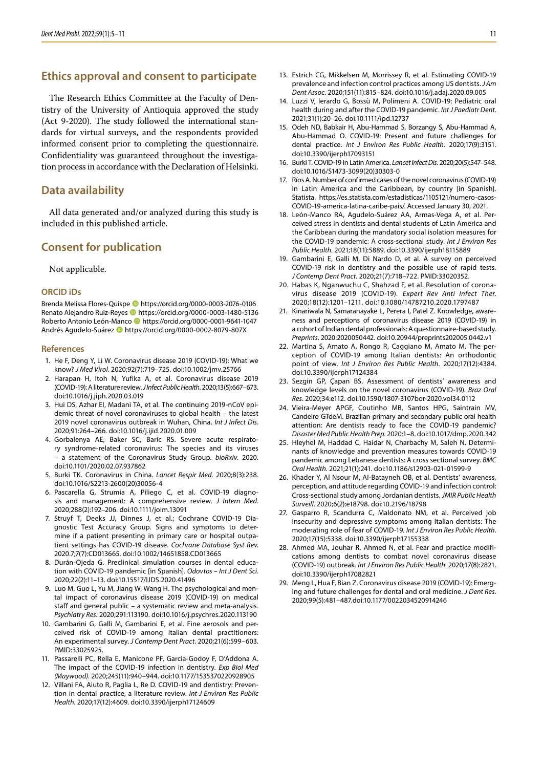## Ethics approval and consent to participate

The Research Ethics Committee at the Faculty of Dentistry of the University of Antioquia approved the study (Act 9-2020). The study followed the international standards for virtual surveys, and the respondents provided informed consent prior to completing the questionnaire. Confidentiality was guaranteed throughout the investigation process in accordance with the Declaration of Helsinki.

## Data availability

All data generated and/or analyzed during this study is included in this published article.

## Consent for publication

Not applicable.

### ORCID iDs

Brenda Melissa Flores-Quispe https://orcid.org/0000-0003-2076-0106
Renato Alejandro Ruiz-Reyes https://orcid.org/0000-0003-1480-5136
Roberto Antonio León-Manco https://orcid.org/0000-0001-9641-1047
Andrés Agudelo-Suárez https://orcid.org/0000-0002-8079-807X

### References

1. He F, Deng Y, Li W. Coronavirus disease 2019 (COVID-19): What we know? *J Med Virol*. 2020;92(7):719–725. doi:10.1002/jmv.25766
2. Harapan H, Itoh N, Yufika A, et al. Coronavirus disease 2019 (COVID-19): A literature review. *J Infect Public Health*. 2020;13(5):667–673. doi:10.1016/j.jiph.2020.03.019
3. Hui DS, Azhar EI, Madani TA, et al. The continuing 2019-nCoV epidemic threat of novel coronaviruses to global health – the latest 2019 novel coronavirus outbreak in Wuhan, China. *Int J Infect Dis*. 2020;91:264–266. doi:10.1016/j.ijid.2020.01.009
4. Gorbalenya AE, Baker SC, Baric RS. Severe acute respiratory syndrome-related coronavirus: The species and its viruses – a statement of the Coronavirus Study Group. *bioRxiv*. 2020. doi:10.1101/2020.02.07.937862
5. Burki TK. Coronavirus in China. *Lancet Respir Med*. 2020;8(3):238. doi:10.1016/S2213-2600(20)30056-4
6. Pascarella G, Strumia A, Piliego C, et al. COVID-19 diagnosis and management: A comprehensive review. *J Intern Med*. 2020;288(2):192–206. doi:10.1111/joim.13091
7. Struyf T, Deeks JJ, Dinnes J, et al.; Cochrane COVID-19 Diagnostic Test Accuracy Group. Signs and symptoms to determine if a patient presenting in primary care or hospital outpatient settings has COVID-19 disease. *Cochrane Database Syst Rev*. 2020.7;7(7):CD013665. doi:10.1002/14651858.CD013665
8. Durán-Ojeda G. Preclinical simulation courses in dental education with COVID-19 pandemic [in Spanish]. *Odovtos – Int J Dent Sci*. 2020;22(2):11–13. doi:10.15517/IJDS.2020.41496
9. Luo M, Guo L, Yu M, Jiang W, Wang H. The psychological and mental impact of coronavirus disease 2019 (COVID-19) on medical staff and general public – a systematic review and meta-analysis. *Psychiatry Res*. 2020;291:113190. doi:10.1016/j.psychres.2020.113190
10. Gambarini G, Galli M, Gambarini E, et al. Fine aerosols and perceived risk of COVID-19 among Italian dental practitioners: An experimental survey. *J Contemp Dent Pract*. 2020;21(6):599–603. PMID:33025925.
11. Passarelli PC, Rella E, Manicone PF, Garcia-Godoy F, D'Addona A. The impact of the COVID-19 infection in dentistry. *Exp Biol Med (Maywood)*. 2020;245(11):940–944. doi:10.1177/1535370220928905
12. Villani FA, Aiuto R, Paglia L, Re D. COVID-19 and dentistry: Prevention in dental practice, a literature review. *Int J Environ Res Public Health*. 2020;17(12):4609. doi:10.3390/ijerph17124609
13. Estrich CG, Mikkelsen M, Morrissey R, et al. Estimating COVID-19 prevalence and infection control practices among US dentists. *J Am Dent Assoc*. 2020;151(11):815–824. doi:10.1016/j.adaj.2020.09.005
14. Luzzi V, Ierardo G, Bossù M, Polimeni A. COVID-19: Pediatric oral health during and after the COVID-19 pandemic. *Int J Paediatr Dent*. 2021;31(1):20–26. doi:10.1111/ipd.12737
15. Odeh ND, Babkair H, Abu-Hammad S, Borzangy S, Abu-Hammad A, Abu-Hammad O. COVID-19: Present and future challenges for dental practice. *Int J Environ Res Public Health*. 2020;17(9):3151. doi:10.3390/ijerph17093151
16. Burki T. COVID-19 in Latin America. *Lancet Infect Dis*. 2020;20(5):547–548. doi:10.1016/S1473-3099(20)30303-0
17. Ríos A. Number of confirmed cases of the novel coronavirus (COVID-19) in Latin America and the Caribbean, by country [in Spanish]. Statista. https://es.statista.com/estadisticas/1105121/numero-casos-COVID-19-america-latina-caribe-pais/. Accessed January 30, 2021.
18. León-Manco RA, Agudelo-Suárez AA, Armas-Vega A, et al. Perceived stress in dentists and dental students of Latin America and the Caribbean during the mandatory social isolation measures for the COVID-19 pandemic: A cross-sectional study. *Int J Environ Res Public Health*. 2021;18(11):5889. doi:10.3390/ijerph18115889
19. Gambarini E, Galli M, Di Nardo D, et al. A survey on perceived COVID-19 risk in dentistry and the possible use of rapid tests. *J Contemp Dent Pract*. 2020;21(7):718–722. PMID:33020352.
20. Habas K, Nganwuchu C, Shahzad F, et al. Resolution of coronavirus disease 2019 (COVID-19). *Expert Rev Anti Infect Ther*. 2020;18(12):1201–1211. doi:10.1080/14787210.2020.1797487
21. Kinariwala N, Samaranayake L, Perera I, Patel Z. Knowledge, awareness and perceptions of coronavirus disease 2019 (COVID-19) in a cohort of Indian dental professionals: A questionnaire-based study. *Preprints*. 2020:2020050442. doi:10.20944/preprints202005.0442.v1
22. Martina S, Amato A, Rongo R, Caggiano M, Amato M. The perception of COVID-19 among Italian dentists: An orthodontic point of view. *Int J Environ Res Public Health*. 2020;17(12):4384. doi:10.3390/ijerph17124384
23. Sezgin GP, Çapan BS. Assessment of dentists' awareness and knowledge levels on the novel coronavirus (COVID-19). *Braz Oral Res*. 2020;34:e112. doi:10.1590/1807-3107bor-2020.vol34.0112
24. Vieira-Meyer APGF, Coutinho MB, Santos HPG, Saintrain MV, Candeiro GTdeM. Brazilian primary and secondary public oral health attention: Are dentists ready to face the COVID-19 pandemic? *Disaster Med Public Health Prep*. 2020:1–8. doi:10.1017/dmp.2020.342
25. Hleyhel M, Haddad C, Haidar N, Charbachy M, Saleh N. Determinants of knowledge and prevention measures towards COVID-19 pandemic among Lebanese dentists: A cross sectional survey. *BMC Oral Health*. 2021;21(1):241. doi:10.1186/s12903-021-01599-9
26. Khader Y, Al Nsour M, Al-Batayneh OB, et al. Dentists' awareness, perception, and attitude regarding COVID-19 and infection control: Cross-sectional study among Jordanian dentists. *JMIR Public Health Surveill*. 2020;6(2):e18798. doi:10.2196/18798
27. Gasparro R, Scandurra C, Maldonato NM, et al. Perceived job insecurity and depressive symptoms among Italian dentists: The moderating role of fear of COVID-19. *Int J Environ Res Public Health*. 2020;17(15):5338. doi:10.3390/ijerph17155338
28. Ahmed MA, Jouhar R, Ahmed N, et al. Fear and practice modifications among dentists to combat novel coronavirus disease (COVID-19) outbreak. *Int J Environ Res Public Health*. 2020;17(8):2821. doi:10.3390/ijerph17082821
29. Meng L, Hua F, Bian Z. Coronavirus disease 2019 (COVID-19): Emerging and future challenges for dental and oral medicine. *J Dent Res*. 2020;99(5):481–487.doi:10.1177/0022034520914246